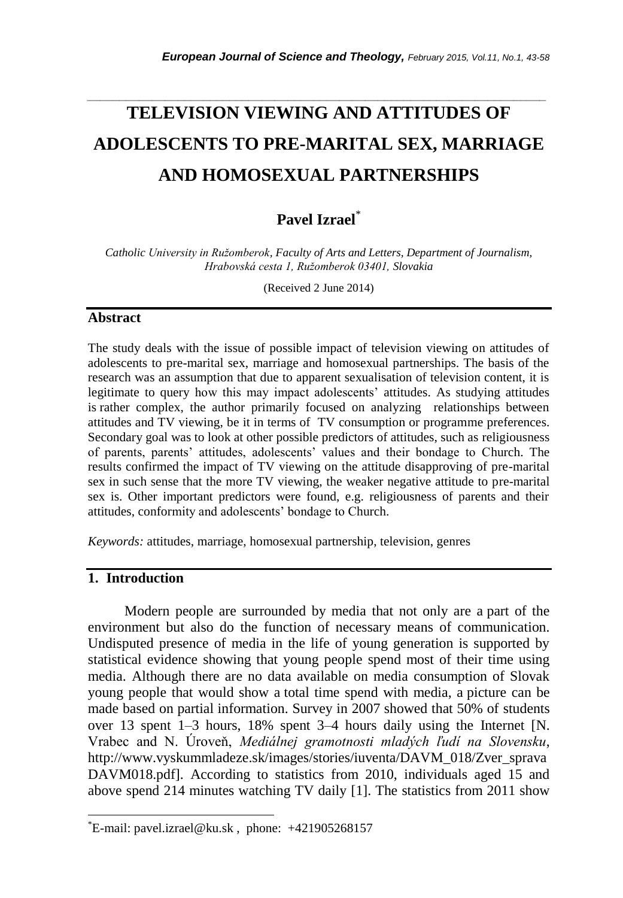# TELEVISION VIEWING AND ATTITUDES OF ADOLESCENTS TO PRE-MARITAL SEX, MARRIAGE AND HOMOSEXUAL PARTNERSHIPS

**Pavel Izrael***

*Catholic University in Ružomberok, Faculty of Arts and Letters, Department of Journalism, Hrabovská cesta 1, Ružomberok 03401, Slovakia*

(Received 2 June 2014)

## Abstract

The study deals with the issue of possible impact of television viewing on attitudes of adolescents to pre-marital sex, marriage and homosexual partnerships. The basis of the research was an assumption that due to apparent sexualisation of television content, it is legitimate to query how this may impact adolescents' attitudes. As studying attitudes is rather complex, the author primarily focused on analyzing relationships between attitudes and TV viewing, be it in terms of TV consumption or programme preferences. Secondary goal was to look at other possible predictors of attitudes, such as religiousness of parents, parents' attitudes, adolescents' values and their bondage to Church. The results confirmed the impact of TV viewing on the attitude disapproving of pre-marital sex in such sense that the more TV viewing, the weaker negative attitude to pre-marital sex is. Other important predictors were found, e.g. religiousness of parents and their attitudes, conformity and adolescents' bondage to Church.

*Keywords:* attitudes, marriage, homosexual partnership, television, genres

## 1. Introduction

Modern people are surrounded by media that not only are a part of the environment but also do the function of necessary means of communication. Undisputed presence of media in the life of young generation is supported by statistical evidence showing that young people spend most of their time using media. Although there are no data available on media consumption of Slovak young people that would show a total time spend with media, a picture can be made based on partial information. Survey in 2007 showed that 50% of students over 13 spent 1–3 hours, 18% spent 3–4 hours daily using the Internet [N. Vrabec and N. Úroveň, *Mediálnej gramotnosti mladých ľudí na Slovensku*, http://www.vyskummladeze.sk/images/stories/iuventa/DAVM_018/Zver_sprava DAVM018.pdf]. According to statistics from 2010, individuals aged 15 and above spend 214 minutes watching TV daily [1]. The statistics from 2011 show

*E-mail: pavel.izrael@ku.sk , phone: +421905268157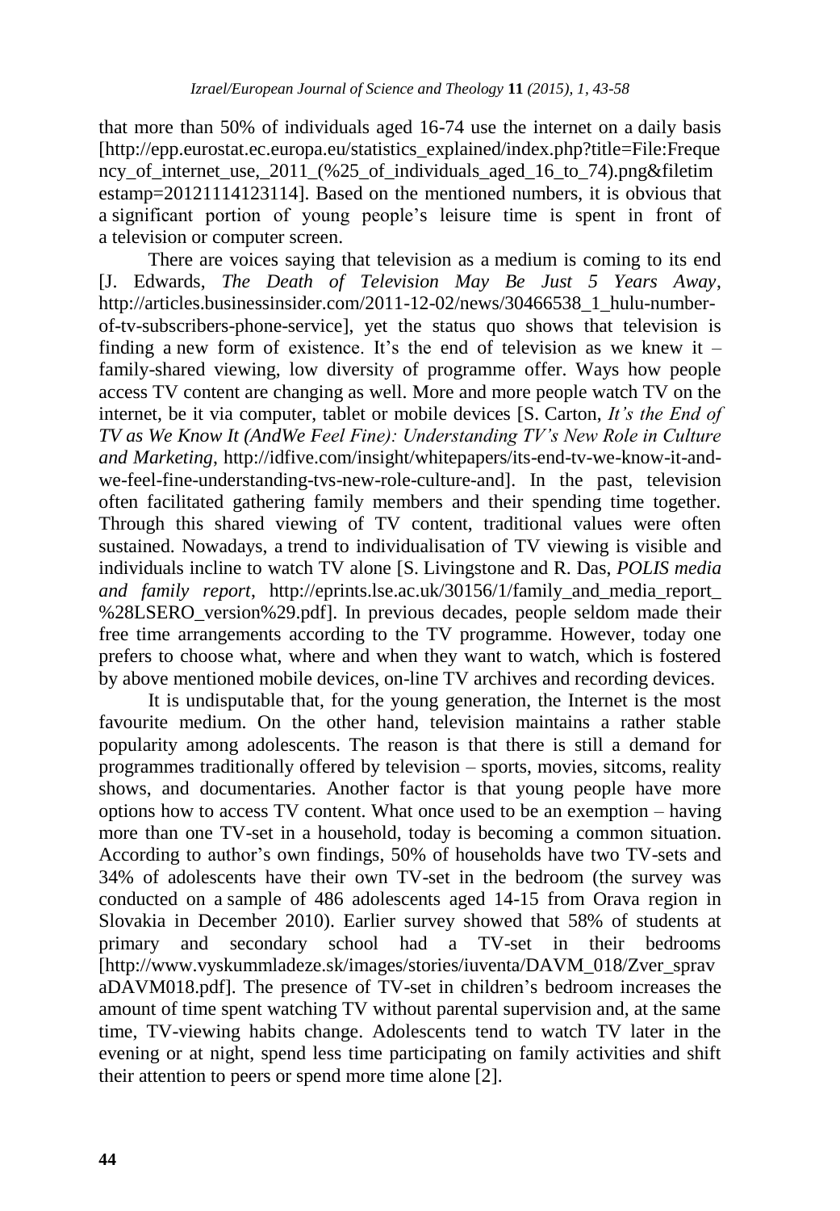that more than 50% of individuals aged 16-74 use the internet on a daily basis [http://epp.eurostat.ec.europa.eu/statistics_explained/index.php?title=File:Frequency_of_internet_use,_2011_(%25_of_individuals_aged_16_to_74).png&filetimestamp=20121114123114]. Based on the mentioned numbers, it is obvious that a significant portion of young people's leisure time is spent in front of a television or computer screen.

There are voices saying that television as a medium is coming to its end [J. Edwards, *The Death of Television May Be Just 5 Years Away*, http://articles.businessinsider.com/2011-12-02/news/30466538_1_hulu-number-of-tv-subscribers-phone-service], yet the status quo shows that television is finding a new form of existence. It's the end of television as we knew it – family-shared viewing, low diversity of programme offer. Ways how people access TV content are changing as well. More and more people watch TV on the internet, be it via computer, tablet or mobile devices [S. Carton, *It's the End of TV as We Know It (AndWe Feel Fine): Understanding TV's New Role in Culture and Marketing*, http://idfive.com/insight/whitepapers/its-end-tv-we-know-it-and-we-feel-fine-understanding-tvs-new-role-culture-and]. In the past, television often facilitated gathering family members and their spending time together. Through this shared viewing of TV content, traditional values were often sustained. Nowadays, a trend to individualisation of TV viewing is visible and individuals incline to watch TV alone [S. Livingstone and R. Das, *POLIS media and family report*, http://eprints.lse.ac.uk/30156/1/family_and_media_report_%28LSERO_version%29.pdf]. In previous decades, people seldom made their free time arrangements according to the TV programme. However, today one prefers to choose what, where and when they want to watch, which is fostered by above mentioned mobile devices, on-line TV archives and recording devices.

It is undisputable that, for the young generation, the Internet is the most favourite medium. On the other hand, television maintains a rather stable popularity among adolescents. The reason is that there is still a demand for programmes traditionally offered by television – sports, movies, sitcoms, reality shows, and documentaries. Another factor is that young people have more options how to access TV content. What once used to be an exemption – having more than one TV-set in a household, today is becoming a common situation. According to author's own findings, 50% of households have two TV-sets and 34% of adolescents have their own TV-set in the bedroom (the survey was conducted on a sample of 486 adolescents aged 14-15 from Orava region in Slovakia in December 2010). Earlier survey showed that 58% of students at primary and secondary school had a TV-set in their bedrooms [http://www.vyskummladeze.sk/images/stories/iuventa/DAVM_018/Zver_spravaDAVM018.pdf]. The presence of TV-set in children's bedroom increases the amount of time spent watching TV without parental supervision and, at the same time, TV-viewing habits change. Adolescents tend to watch TV later in the evening or at night, spend less time participating on family activities and shift their attention to peers or spend more time alone [2].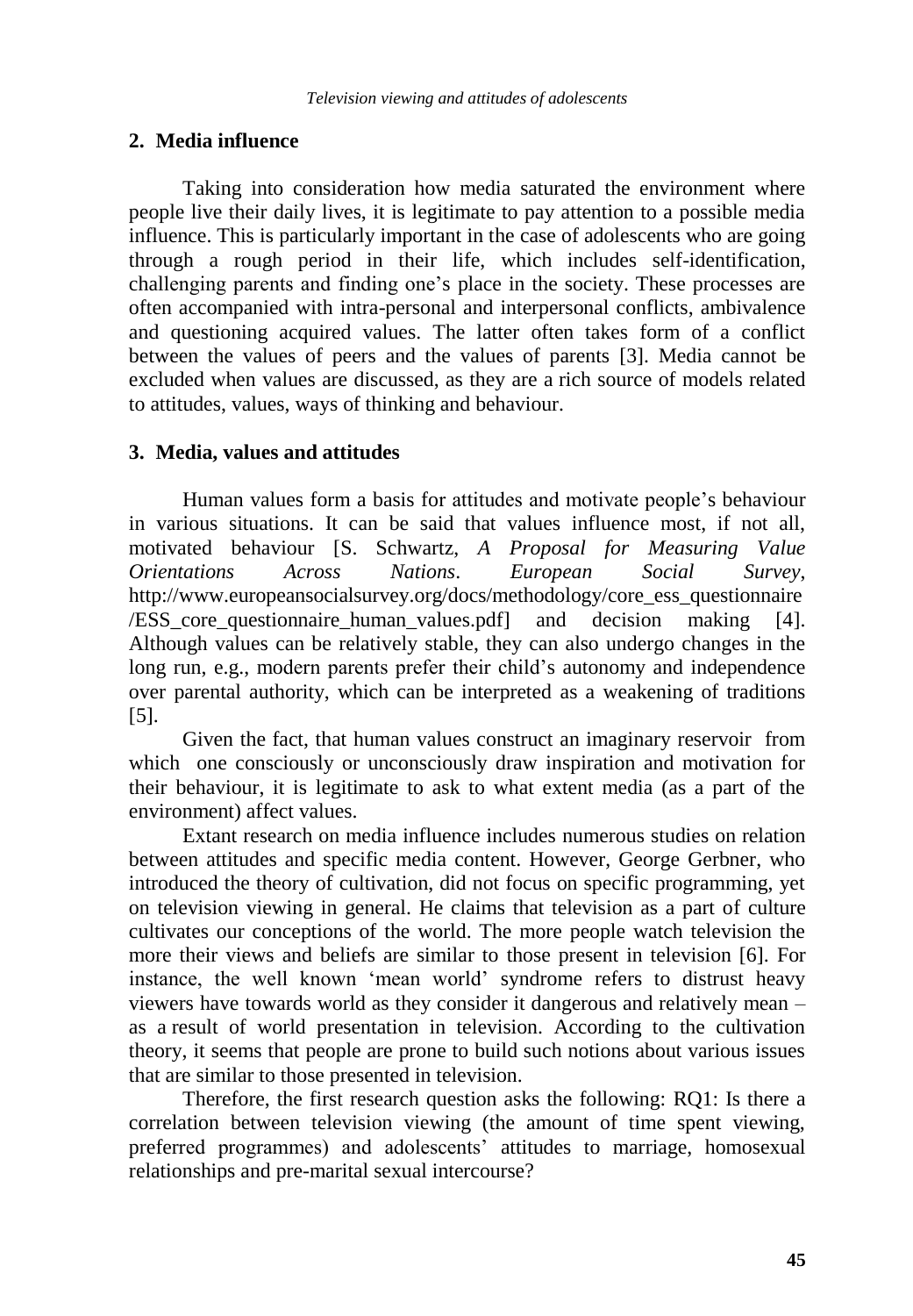## 2. Media influence

Taking into consideration how media saturated the environment where people live their daily lives, it is legitimate to pay attention to a possible media influence. This is particularly important in the case of adolescents who are going through a rough period in their life, which includes self-identification, challenging parents and finding one's place in the society. These processes are often accompanied with intra-personal and interpersonal conflicts, ambivalence and questioning acquired values. The latter often takes form of a conflict between the values of peers and the values of parents [3]. Media cannot be excluded when values are discussed, as they are a rich source of models related to attitudes, values, ways of thinking and behaviour.

## 3. Media, values and attitudes

Human values form a basis for attitudes and motivate people's behaviour in various situations. It can be said that values influence most, if not all, motivated behaviour [S. Schwartz, *A Proposal for Measuring Value Orientations Across Nations*. *European Social Survey*, http://www.europeansocialsurvey.org/docs/methodology/core_ess_questionnaire/ESS_core_questionnaire_human_values.pdf] and decision making [4]. Although values can be relatively stable, they can also undergo changes in the long run, e.g., modern parents prefer their child's autonomy and independence over parental authority, which can be interpreted as a weakening of traditions [5].

Given the fact, that human values construct an imaginary reservoir from which one consciously or unconsciously draw inspiration and motivation for their behaviour, it is legitimate to ask to what extent media (as a part of the environment) affect values.

Extant research on media influence includes numerous studies on relation between attitudes and specific media content. However, George Gerbner, who introduced the theory of cultivation, did not focus on specific programming, yet on television viewing in general. He claims that television as a part of culture cultivates our conceptions of the world. The more people watch television the more their views and beliefs are similar to those present in television [6]. For instance, the well known 'mean world' syndrome refers to distrust heavy viewers have towards world as they consider it dangerous and relatively mean – as a result of world presentation in television. According to the cultivation theory, it seems that people are prone to build such notions about various issues that are similar to those presented in television.

Therefore, the first research question asks the following: RQ1: Is there a correlation between television viewing (the amount of time spent viewing, preferred programmes) and adolescents' attitudes to marriage, homosexual relationships and pre-marital sexual intercourse?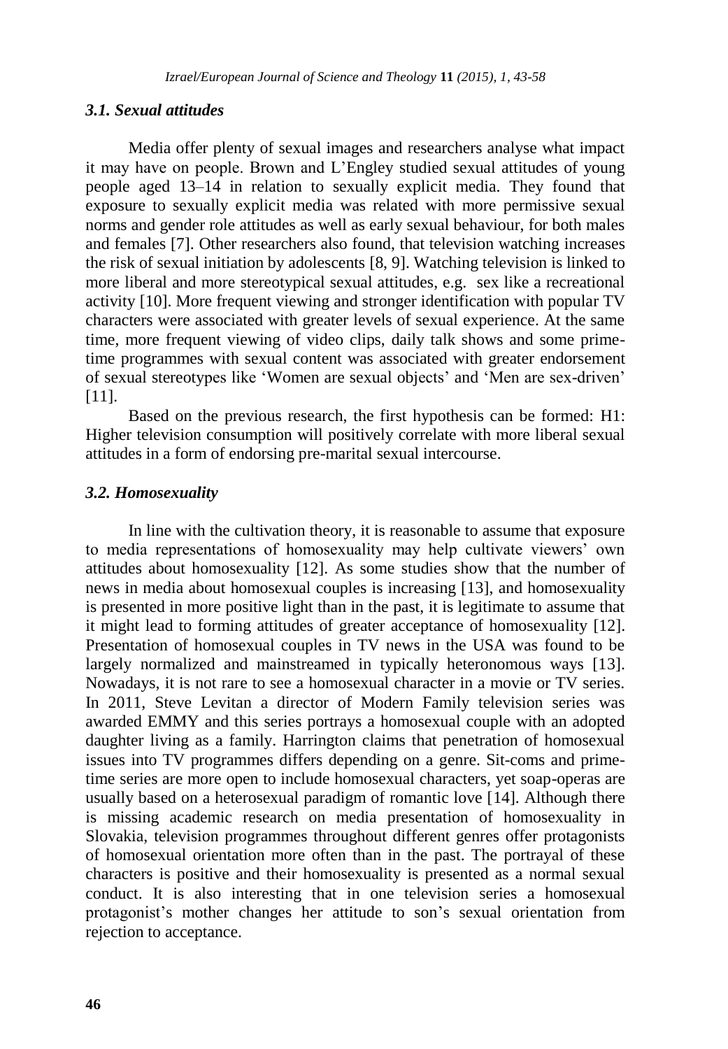### *3.1. Sexual attitudes*

Media offer plenty of sexual images and researchers analyse what impact it may have on people. Brown and L'Engley studied sexual attitudes of young people aged 13–14 in relation to sexually explicit media. They found that exposure to sexually explicit media was related with more permissive sexual norms and gender role attitudes as well as early sexual behaviour, for both males and females [7]. Other researchers also found, that television watching increases the risk of sexual initiation by adolescents [8, 9]. Watching television is linked to more liberal and more stereotypical sexual attitudes, e.g. sex like a recreational activity [10]. More frequent viewing and stronger identification with popular TV characters were associated with greater levels of sexual experience. At the same time, more frequent viewing of video clips, daily talk shows and some prime-time programmes with sexual content was associated with greater endorsement of sexual stereotypes like 'Women are sexual objects' and 'Men are sex-driven' [11].

Based on the previous research, the first hypothesis can be formed: H1: Higher television consumption will positively correlate with more liberal sexual attitudes in a form of endorsing pre-marital sexual intercourse.

### *3.2. Homosexuality*

In line with the cultivation theory, it is reasonable to assume that exposure to media representations of homosexuality may help cultivate viewers' own attitudes about homosexuality [12]. As some studies show that the number of news in media about homosexual couples is increasing [13], and homosexuality is presented in more positive light than in the past, it is legitimate to assume that it might lead to forming attitudes of greater acceptance of homosexuality [12]. Presentation of homosexual couples in TV news in the USA was found to be largely normalized and mainstreamed in typically heteronomous ways [13]. Nowadays, it is not rare to see a homosexual character in a movie or TV series. In 2011, Steve Levitan a director of Modern Family television series was awarded EMMY and this series portrays a homosexual couple with an adopted daughter living as a family. Harrington claims that penetration of homosexual issues into TV programmes differs depending on a genre. Sit-coms and prime-time series are more open to include homosexual characters, yet soap-operas are usually based on a heterosexual paradigm of romantic love [14]. Although there is missing academic research on media presentation of homosexuality in Slovakia, television programmes throughout different genres offer protagonists of homosexual orientation more often than in the past. The portrayal of these characters is positive and their homosexuality is presented as a normal sexual conduct. It is also interesting that in one television series a homosexual protagonist's mother changes her attitude to son's sexual orientation from rejection to acceptance.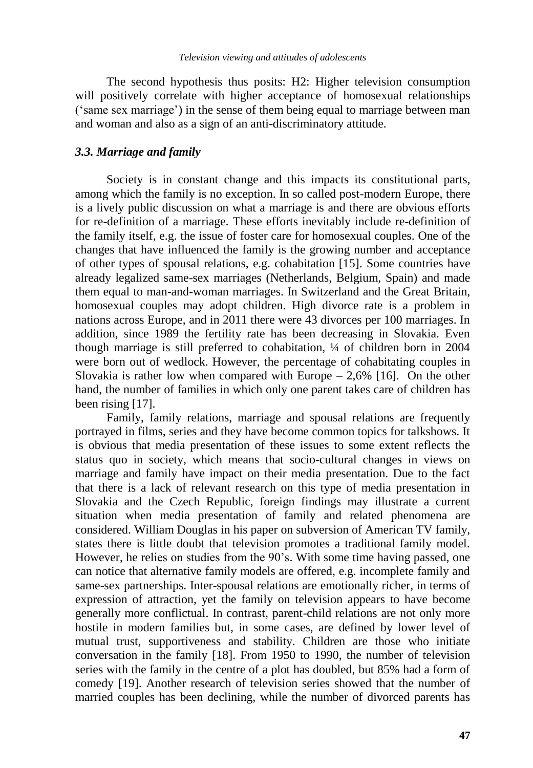The second hypothesis thus posits: H2: Higher television consumption will positively correlate with higher acceptance of homosexual relationships ('same sex marriage') in the sense of them being equal to marriage between man and woman and also as a sign of an anti-discriminatory attitude.

### *3.3. Marriage and family*

Society is in constant change and this impacts its constitutional parts, among which the family is no exception. In so called post-modern Europe, there is a lively public discussion on what a marriage is and there are obvious efforts for re-definition of a marriage. These efforts inevitably include re-definition of the family itself, e.g. the issue of foster care for homosexual couples. One of the changes that have influenced the family is the growing number and acceptance of other types of spousal relations, e.g. cohabitation [15]. Some countries have already legalized same-sex marriages (Netherlands, Belgium, Spain) and made them equal to man-and-woman marriages. In Switzerland and the Great Britain, homosexual couples may adopt children. High divorce rate is a problem in nations across Europe, and in 2011 there were 43 divorces per 100 marriages. In addition, since 1989 the fertility rate has been decreasing in Slovakia. Even though marriage is still preferred to cohabitation, ¼ of children born in 2004 were born out of wedlock. However, the percentage of cohabitating couples in Slovakia is rather low when compared with Europe – 2,6% [16]. On the other hand, the number of families in which only one parent takes care of children has been rising [17].

Family, family relations, marriage and spousal relations are frequently portrayed in films, series and they have become common topics for talkshows. It is obvious that media presentation of these issues to some extent reflects the status quo in society, which means that socio-cultural changes in views on marriage and family have impact on their media presentation. Due to the fact that there is a lack of relevant research on this type of media presentation in Slovakia and the Czech Republic, foreign findings may illustrate a current situation when media presentation of family and related phenomena are considered. William Douglas in his paper on subversion of American TV family, states there is little doubt that television promotes a traditional family model. However, he relies on studies from the 90's. With some time having passed, one can notice that alternative family models are offered, e.g. incomplete family and same-sex partnerships. Inter-spousal relations are emotionally richer, in terms of expression of attraction, yet the family on television appears to have become generally more conflictual. In contrast, parent-child relations are not only more hostile in modern families but, in some cases, are defined by lower level of mutual trust, supportiveness and stability. Children are those who initiate conversation in the family [18]. From 1950 to 1990, the number of television series with the family in the centre of a plot has doubled, but 85% had a form of comedy [19]. Another research of television series showed that the number of married couples has been declining, while the number of divorced parents has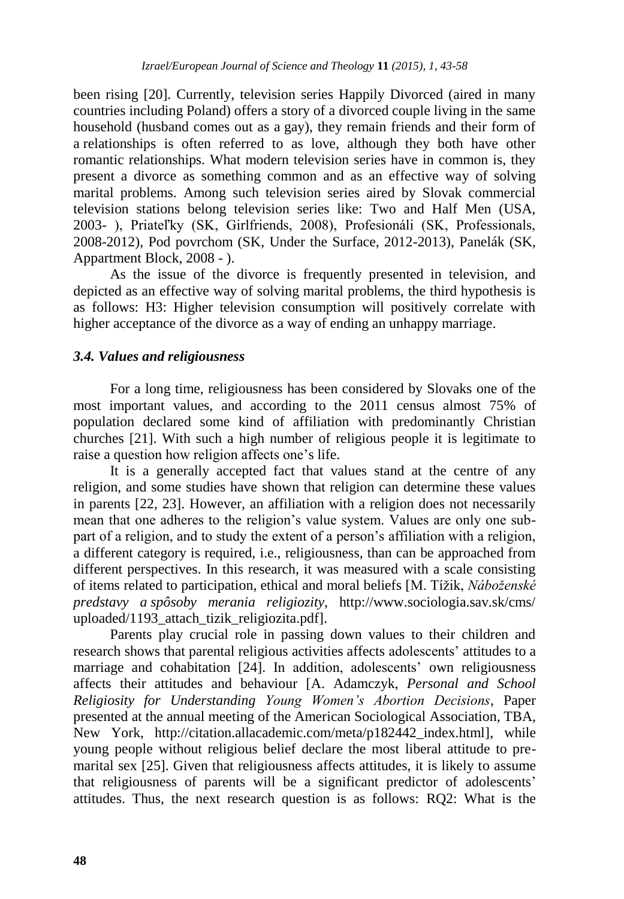been rising [20]. Currently, television series Happily Divorced (aired in many countries including Poland) offers a story of a divorced couple living in the same household (husband comes out as a gay), they remain friends and their form of a relationships is often referred to as love, although they both have other romantic relationships. What modern television series have in common is, they present a divorce as something common and as an effective way of solving marital problems. Among such television series aired by Slovak commercial television stations belong television series like: Two and Half Men (USA, 2003- ), Priateľky (SK, Girlfriends, 2008), Profesionáli (SK, Professionals, 2008-2012), Pod povrchom (SK, Under the Surface, 2012-2013), Panelák (SK, Appartment Block, 2008 - ).

As the issue of the divorce is frequently presented in television, and depicted as an effective way of solving marital problems, the third hypothesis is as follows: H3: Higher television consumption will positively correlate with higher acceptance of the divorce as a way of ending an unhappy marriage.

### *3.4. Values and religiousness*

For a long time, religiousness has been considered by Slovaks one of the most important values, and according to the 2011 census almost 75% of population declared some kind of affiliation with predominantly Christian churches [21]. With such a high number of religious people it is legitimate to raise a question how religion affects one's life.

It is a generally accepted fact that values stand at the centre of any religion, and some studies have shown that religion can determine these values in parents [22, 23]. However, an affiliation with a religion does not necessarily mean that one adheres to the religion's value system. Values are only one sub-part of a religion, and to study the extent of a person's affiliation with a religion, a different category is required, i.e., religiousness, than can be approached from different perspectives. In this research, it was measured with a scale consisting of items related to participation, ethical and moral beliefs [M. Tížik, *Náboženské predstavy a spôsoby merania religiozity*, http://www.sociologia.sav.sk/cms/uploaded/1193_attach_tizik_religiozita.pdf].

Parents play crucial role in passing down values to their children and research shows that parental religious activities affects adolescents' attitudes to a marriage and cohabitation [24]. In addition, adolescents' own religiousness affects their attitudes and behaviour [A. Adamczyk, *Personal and School Religiosity for Understanding Young Women's Abortion Decisions*, Paper presented at the annual meeting of the American Sociological Association, TBA, New York, http://citation.allacademic.com/meta/p182442_index.html], while young people without religious belief declare the most liberal attitude to pre-marital sex [25]. Given that religiousness affects attitudes, it is likely to assume that religiousness of parents will be a significant predictor of adolescents' attitudes. Thus, the next research question is as follows: RQ2: What is the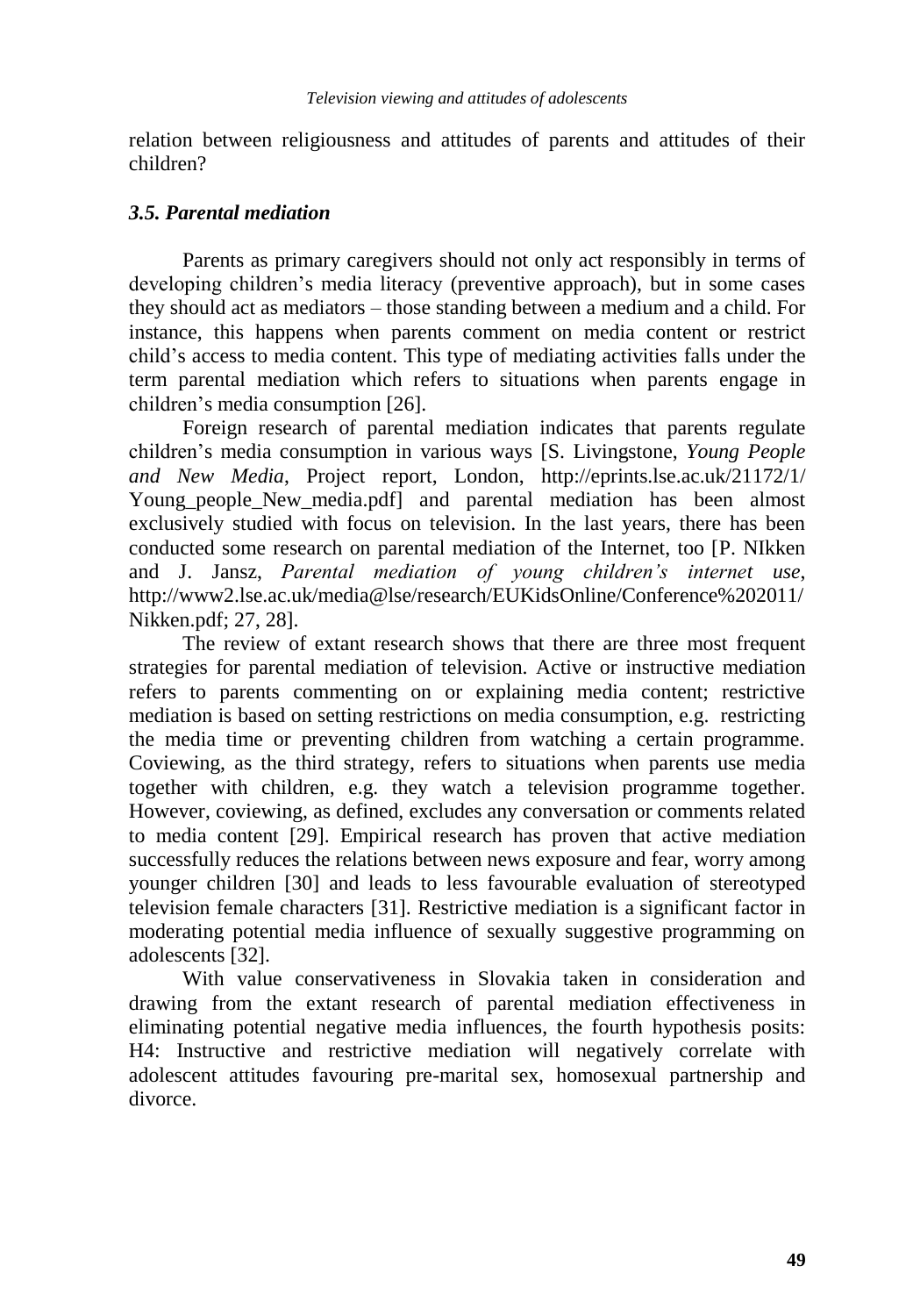relation between religiousness and attitudes of parents and attitudes of their children?

### *3.5. Parental mediation*

Parents as primary caregivers should not only act responsibly in terms of developing children's media literacy (preventive approach), but in some cases they should act as mediators – those standing between a medium and a child. For instance, this happens when parents comment on media content or restrict child's access to media content. This type of mediating activities falls under the term parental mediation which refers to situations when parents engage in children's media consumption [26].

Foreign research of parental mediation indicates that parents regulate children's media consumption in various ways [S. Livingstone, *Young People and New Media*, Project report, London, http://eprints.lse.ac.uk/21172/1/Young_people_New_media.pdf] and parental mediation has been almost exclusively studied with focus on television. In the last years, there has been conducted some research on parental mediation of the Internet, too [P. NIkken and J. Jansz, *Parental mediation of young children's internet use*, http://www2.lse.ac.uk/media@lse/research/EUKidsOnline/Conference%202011/Nikken.pdf; 27, 28].

The review of extant research shows that there are three most frequent strategies for parental mediation of television. Active or instructive mediation refers to parents commenting on or explaining media content; restrictive mediation is based on setting restrictions on media consumption, e.g. restricting the media time or preventing children from watching a certain programme. Coviewing, as the third strategy, refers to situations when parents use media together with children, e.g. they watch a television programme together. However, coviewing, as defined, excludes any conversation or comments related to media content [29]. Empirical research has proven that active mediation successfully reduces the relations between news exposure and fear, worry among younger children [30] and leads to less favourable evaluation of stereotyped television female characters [31]. Restrictive mediation is a significant factor in moderating potential media influence of sexually suggestive programming on adolescents [32].

With value conservativeness in Slovakia taken in consideration and drawing from the extant research of parental mediation effectiveness in eliminating potential negative media influences, the fourth hypothesis posits: H4: Instructive and restrictive mediation will negatively correlate with adolescent attitudes favouring pre-marital sex, homosexual partnership and divorce.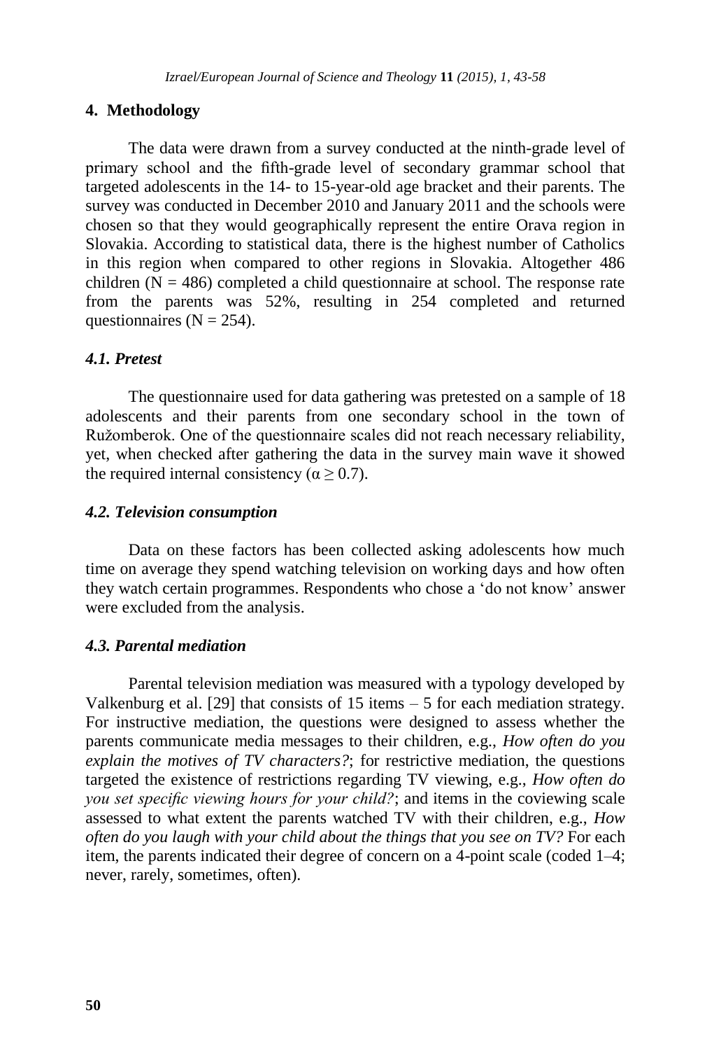## 4. Methodology

The data were drawn from a survey conducted at the ninth-grade level of primary school and the fifth-grade level of secondary grammar school that targeted adolescents in the 14- to 15-year-old age bracket and their parents. The survey was conducted in December 2010 and January 2011 and the schools were chosen so that they would geographically represent the entire Orava region in Slovakia. According to statistical data, there is the highest number of Catholics in this region when compared to other regions in Slovakia. Altogether 486 children ($N = 486$) completed a child questionnaire at school. The response rate from the parents was 52%, resulting in 254 completed and returned questionnaires ($N = 254$).

### *4.1. Pretest*

The questionnaire used for data gathering was pretested on a sample of 18 adolescents and their parents from one secondary school in the town of Ružomberok. One of the questionnaire scales did not reach necessary reliability, yet, when checked after gathering the data in the survey main wave it showed the required internal consistency ($\alpha \geq 0.7$).

### *4.2. Television consumption*

Data on these factors has been collected asking adolescents how much time on average they spend watching television on working days and how often they watch certain programmes. Respondents who chose a 'do not know' answer were excluded from the analysis.

### *4.3. Parental mediation*

Parental television mediation was measured with a typology developed by Valkenburg et al. [29] that consists of 15 items – 5 for each mediation strategy. For instructive mediation, the questions were designed to assess whether the parents communicate media messages to their children, e.g., *How often do you explain the motives of TV characters?*; for restrictive mediation, the questions targeted the existence of restrictions regarding TV viewing, e.g., *How often do you set specific viewing hours for your child?*; and items in the coviewing scale assessed to what extent the parents watched TV with their children, e.g., *How often do you laugh with your child about the things that you see on TV?* For each item, the parents indicated their degree of concern on a 4-point scale (coded 1–4; never, rarely, sometimes, often).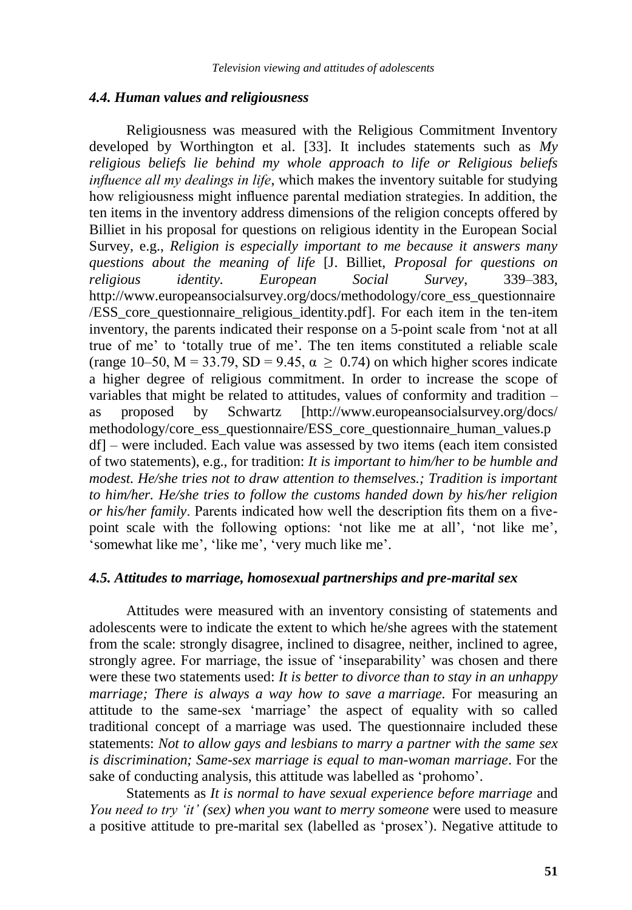### *4.4. Human values and religiousness*

Religiousness was measured with the Religious Commitment Inventory developed by Worthington et al. [33]. It includes statements such as *My religious beliefs lie behind my whole approach to life or Religious beliefs influence all my dealings in life*, which makes the inventory suitable for studying how religiousness might influence parental mediation strategies. In addition, the ten items in the inventory address dimensions of the religion concepts offered by Billiet in his proposal for questions on religious identity in the European Social Survey, e.g., *Religion is especially important to me because it answers many questions about the meaning of life* [J. Billiet, *Proposal for questions on religious identity. European Social Survey*, 339–383, http://www.europeansocialsurvey.org/docs/methodology/core_ess_questionnaire/ESS_core_questionnaire_religious_identity.pdf]. For each item in the ten-item inventory, the parents indicated their response on a 5-point scale from 'not at all true of me' to 'totally true of me'. The ten items constituted a reliable scale (range 10–50, M = 33.79, SD = 9.45, $\alpha \geq 0.74$) on which higher scores indicate a higher degree of religious commitment. In order to increase the scope of variables that might be related to attitudes, values of conformity and tradition – as proposed by Schwartz [http://www.europeansocialsurvey.org/docs/methodology/core_ess_questionnaire/ESS_core_questionnaire_human_values.pdf] – were included. Each value was assessed by two items (each item consisted of two statements), e.g., for tradition: *It is important to him/her to be humble and modest. He/she tries not to draw attention to themselves.; Tradition is important to him/her. He/she tries to follow the customs handed down by his/her religion or his/her family*. Parents indicated how well the description fits them on a five-point scale with the following options: 'not like me at all', 'not like me', 'somewhat like me', 'like me', 'very much like me'.

### *4.5. Attitudes to marriage, homosexual partnerships and pre-marital sex*

Attitudes were measured with an inventory consisting of statements and adolescents were to indicate the extent to which he/she agrees with the statement from the scale: strongly disagree, inclined to disagree, neither, inclined to agree, strongly agree. For marriage, the issue of 'inseparability' was chosen and there were these two statements used: *It is better to divorce than to stay in an unhappy marriage; There is always a way how to save a marriage.* For measuring an attitude to the same-sex 'marriage' the aspect of equality with so called traditional concept of a marriage was used. The questionnaire included these statements: *Not to allow gays and lesbians to marry a partner with the same sex is discrimination; Same-sex marriage is equal to man-woman marriage*. For the sake of conducting analysis, this attitude was labelled as 'prohomo'.

Statements as *It is normal to have sexual experience before marriage* and *You need to try 'it' (sex) when you want to merry someone* were used to measure a positive attitude to pre-marital sex (labelled as 'prosex'). Negative attitude to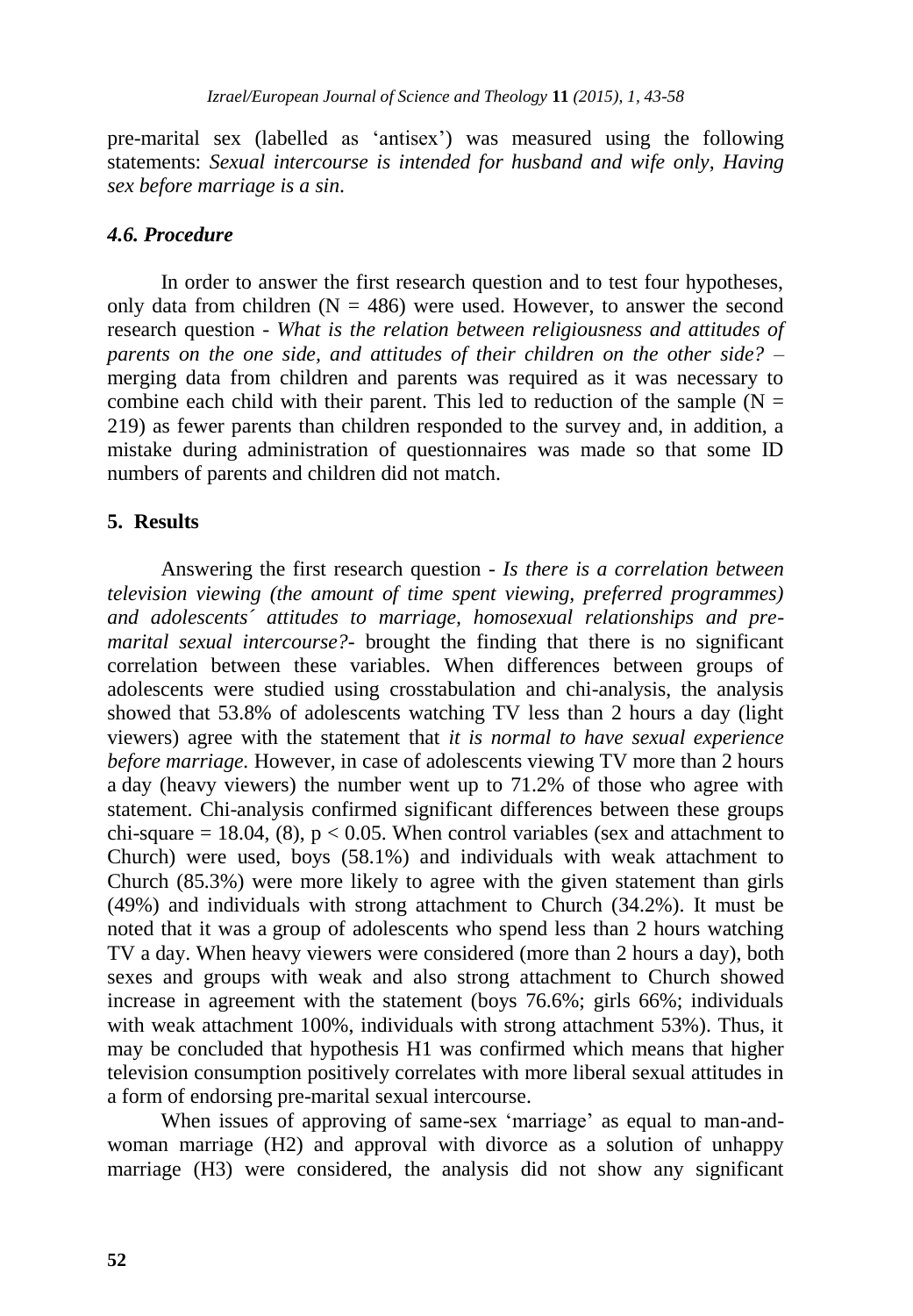pre-marital sex (labelled as 'antisex') was measured using the following statements: *Sexual intercourse is intended for husband and wife only, Having sex before marriage is a sin*.

### *4.6. Procedure*

In order to answer the first research question and to test four hypotheses, only data from children ($N = 486$) were used. However, to answer the second research question - *What is the relation between religiousness and attitudes of parents on the one side, and attitudes of their children on the other side?* – merging data from children and parents was required as it was necessary to combine each child with their parent. This led to reduction of the sample ($N = 219$) as fewer parents than children responded to the survey and, in addition, a mistake during administration of questionnaires was made so that some ID numbers of parents and children did not match.

## 5. Results

Answering the first research question - *Is there is a correlation between television viewing (the amount of time spent viewing, preferred programmes) and adolescents´ attitudes to marriage, homosexual relationships and pre-marital sexual intercourse?*- brought the finding that there is no significant correlation between these variables. When differences between groups of adolescents were studied using crosstabulation and chi-analysis, the analysis showed that 53.8% of adolescents watching TV less than 2 hours a day (light viewers) agree with the statement that *it is normal to have sexual experience before marriage.* However, in case of adolescents viewing TV more than 2 hours a day (heavy viewers) the number went up to 71.2% of those who agree with statement. Chi-analysis confirmed significant differences between these groups chi-square = 18.04, (8), $p < 0.05$. When control variables (sex and attachment to Church) were used, boys (58.1%) and individuals with weak attachment to Church (85.3%) were more likely to agree with the given statement than girls (49%) and individuals with strong attachment to Church (34.2%). It must be noted that it was a group of adolescents who spend less than 2 hours watching TV a day. When heavy viewers were considered (more than 2 hours a day), both sexes and groups with weak and also strong attachment to Church showed increase in agreement with the statement (boys 76.6%; girls 66%; individuals with weak attachment 100%, individuals with strong attachment 53%). Thus, it may be concluded that hypothesis H1 was confirmed which means that higher television consumption positively correlates with more liberal sexual attitudes in a form of endorsing pre-marital sexual intercourse.

When issues of approving of same-sex 'marriage' as equal to man-and-woman marriage (H2) and approval with divorce as a solution of unhappy marriage (H3) were considered, the analysis did not show any significant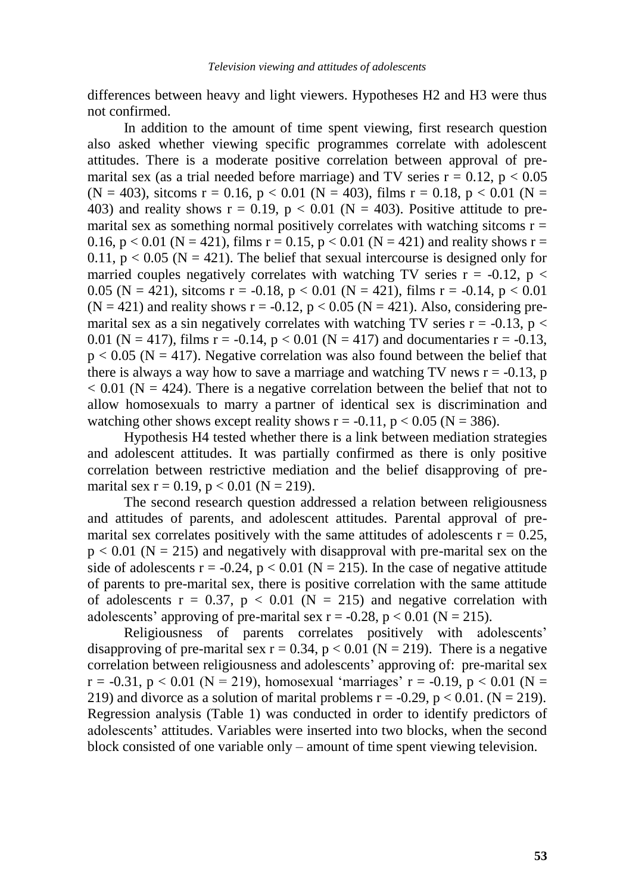differences between heavy and light viewers. Hypotheses H2 and H3 were thus not confirmed.

In addition to the amount of time spent viewing, first research question also asked whether viewing specific programmes correlate with adolescent attitudes. There is a moderate positive correlation between approval of pre-marital sex (as a trial needed before marriage) and TV series $r = 0.12$, $p < 0.05$ ($N = 403$), sitcoms $r = 0.16$, $p < 0.01$ ($N = 403$), films $r = 0.18$, $p < 0.01$ ($N = 403$) and reality shows $r = 0.19$, $p < 0.01$ ($N = 403$). Positive attitude to pre-marital sex as something normal positively correlates with watching sitcoms $r = 0.16$, $p < 0.01$ ($N = 421$), films $r = 0.15$, $p < 0.01$ ($N = 421$) and reality shows $r = 0.11$, $p < 0.05$ ($N = 421$). The belief that sexual intercourse is designed only for married couples negatively correlates with watching TV series $r = -0.12$, $p < 0.05$ ($N = 421$), sitcoms $r = -0.18$, $p < 0.01$ ($N = 421$), films $r = -0.14$, $p < 0.01$ ($N = 421$) and reality shows $r = -0.12$, $p < 0.05$ ($N = 421$). Also, considering pre-marital sex as a sin negatively correlates with watching TV series $r = -0.13$, $p < 0.01$ ($N = 417$), films $r = -0.14$, $p < 0.01$ ($N = 417$) and documentaries $r = -0.13$, $p < 0.05$ ($N = 417$). Negative correlation was also found between the belief that there is always a way how to save a marriage and watching TV news $r = -0.13$, $p < 0.01$ ($N = 424$). There is a negative correlation between the belief that not to allow homosexuals to marry a partner of identical sex is discrimination and watching other shows except reality shows $r = -0.11$, $p < 0.05$ ($N = 386$).

Hypothesis H4 tested whether there is a link between mediation strategies and adolescent attitudes. It was partially confirmed as there is only positive correlation between restrictive mediation and the belief disapproving of pre-marital sex $r = 0.19$, $p < 0.01$ ($N = 219$).

The second research question addressed a relation between religiousness and attitudes of parents, and adolescent attitudes. Parental approval of pre-marital sex correlates positively with the same attitudes of adolescents $r = 0.25$, $p < 0.01$ ($N = 215$) and negatively with disapproval with pre-marital sex on the side of adolescents $r = -0.24$, $p < 0.01$ ($N = 215$). In the case of negative attitude of parents to pre-marital sex, there is positive correlation with the same attitude of adolescents $r = 0.37$, $p < 0.01$ ($N = 215$) and negative correlation with adolescents' approving of pre-marital sex $r = -0.28$, $p < 0.01$ ($N = 215$).

Religiousness of parents correlates positively with adolescents' disapproving of pre-marital sex $r = 0.34$, $p < 0.01$ ($N = 219$). There is a negative correlation between religiousness and adolescents' approving of: pre-marital sex $r = -0.31$, $p < 0.01$ ($N = 219$), homosexual 'marriages' $r = -0.19$, $p < 0.01$ ($N = 219$) and divorce as a solution of marital problems $r = -0.29$, $p < 0.01$. ($N = 219$). Regression analysis (Table 1) was conducted in order to identify predictors of adolescents' attitudes. Variables were inserted into two blocks, when the second block consisted of one variable only – amount of time spent viewing television.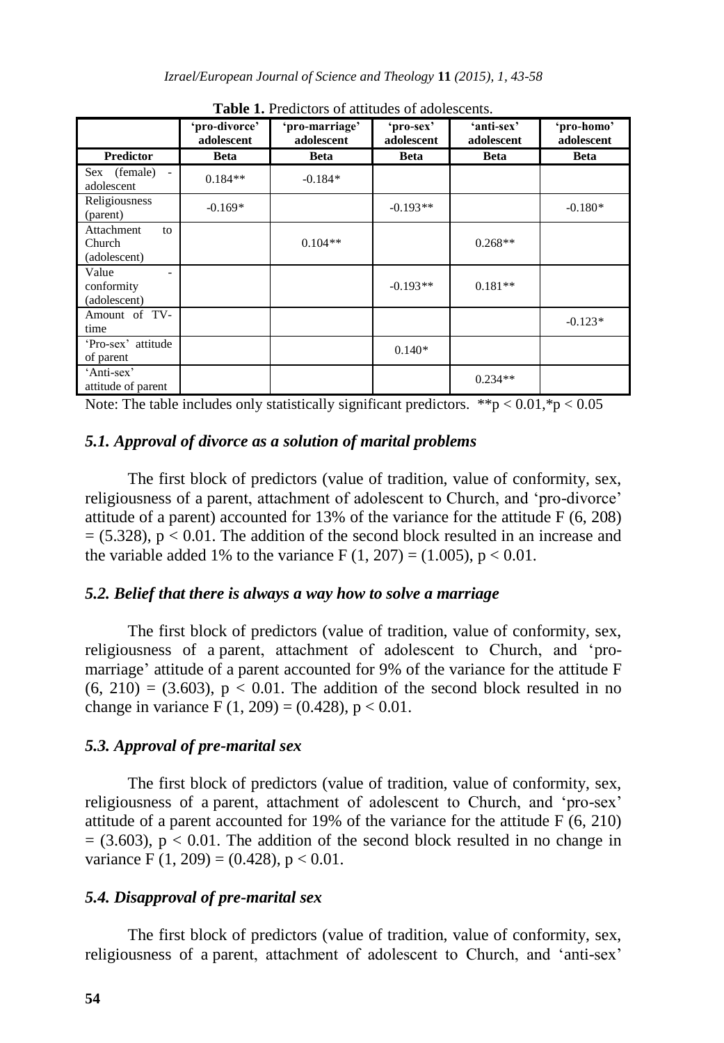**Table 1.** Predictors of attitudes of adolescents.

| | 'pro-divorce' adolescent | 'pro-marriage' adolescent | 'pro-sex' adolescent | 'anti-sex' adolescent | 'pro-homo' adolescent |
|---|---|---|---|---|---|
| **Predictor** | **Beta** | **Beta** | **Beta** | **Beta** | **Beta** |
| Sex (female) - adolescent | 0.184** | -0.184* | | | |
| Religiousness (parent) | -0.169* | | -0.193** | | -0.180* |
| Attachment to Church (adolescent) | | 0.104** | | 0.268** | |
| Value - conformity (adolescent) | | | -0.193** | 0.181** | |
| Amount of TV-time | | | | | -0.123* |
| 'Pro-sex' attitude of parent | | | 0.140* | | |
| 'Anti-sex' attitude of parent | | | | 0.234** | |

Note: The table includes only statistically significant predictors. $^{**}p < 0.01$, $^{*}p < 0.05$

### *5.1. Approval of divorce as a solution of marital problems*

The first block of predictors (value of tradition, value of conformity, sex, religiousness of a parent, attachment of adolescent to Church, and 'pro-divorce' attitude of a parent) accounted for 13% of the variance for the attitude $F (6, 208) = (5.328)$, $p < 0.01$. The addition of the second block resulted in an increase and the variable added 1% to the variance $F (1, 207) = (1.005)$, $p < 0.01$.

### *5.2. Belief that there is always a way how to solve a marriage*

The first block of predictors (value of tradition, value of conformity, sex, religiousness of a parent, attachment of adolescent to Church, and 'pro-marriage' attitude of a parent accounted for 9% of the variance for the attitude $F (6, 210) = (3.603)$, $p < 0.01$. The addition of the second block resulted in no change in variance $F (1, 209) = (0.428)$, $p < 0.01$.

### *5.3. Approval of pre-marital sex*

The first block of predictors (value of tradition, value of conformity, sex, religiousness of a parent, attachment of adolescent to Church, and 'pro-sex' attitude of a parent accounted for 19% of the variance for the attitude $F (6, 210) = (3.603)$, $p < 0.01$. The addition of the second block resulted in no change in variance $F (1, 209) = (0.428)$, $p < 0.01$.

### *5.4. Disapproval of pre-marital sex*

The first block of predictors (value of tradition, value of conformity, sex, religiousness of a parent, attachment of adolescent to Church, and 'anti-sex'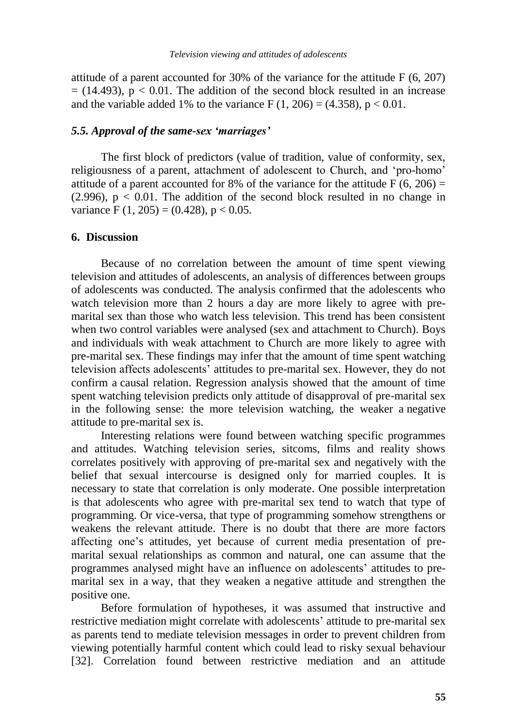attitude of a parent accounted for 30% of the variance for the attitude $F(6, 207) = (14.493)$, $p < 0.01$. The addition of the second block resulted in an increase and the variable added 1% to the variance $F(1, 206) = (4.358)$, $p < 0.01$.

### *5.5. Approval of the same-sex 'marriages'*

The first block of predictors (value of tradition, value of conformity, sex, religiousness of a parent, attachment of adolescent to Church, and 'pro-homo' attitude of a parent accounted for 8% of the variance for the attitude $F(6, 206) = (2.996)$, $p < 0.01$. The addition of the second block resulted in no change in variance $F(1, 205) = (0.428)$, $p < 0.05$.

## 6. Discussion

Because of no correlation between the amount of time spent viewing television and attitudes of adolescents, an analysis of differences between groups of adolescents was conducted. The analysis confirmed that the adolescents who watch television more than 2 hours a day are more likely to agree with pre-marital sex than those who watch less television. This trend has been consistent when two control variables were analysed (sex and attachment to Church). Boys and individuals with weak attachment to Church are more likely to agree with pre-marital sex. These findings may infer that the amount of time spent watching television affects adolescents' attitudes to pre-marital sex. However, they do not confirm a causal relation. Regression analysis showed that the amount of time spent watching television predicts only attitude of disapproval of pre-marital sex in the following sense: the more television watching, the weaker a negative attitude to pre-marital sex is.

Interesting relations were found between watching specific programmes and attitudes. Watching television series, sitcoms, films and reality shows correlates positively with approving of pre-marital sex and negatively with the belief that sexual intercourse is designed only for married couples. It is necessary to state that correlation is only moderate. One possible interpretation is that adolescents who agree with pre-marital sex tend to watch that type of programming. Or vice-versa, that type of programming somehow strengthens or weakens the relevant attitude. There is no doubt that there are more factors affecting one's attitudes, yet because of current media presentation of pre-marital sexual relationships as common and natural, one can assume that the programmes analysed might have an influence on adolescents' attitudes to pre-marital sex in a way, that they weaken a negative attitude and strengthen the positive one.

Before formulation of hypotheses, it was assumed that instructive and restrictive mediation might correlate with adolescents' attitude to pre-marital sex as parents tend to mediate television messages in order to prevent children from viewing potentially harmful content which could lead to risky sexual behaviour [32]. Correlation found between restrictive mediation and an attitude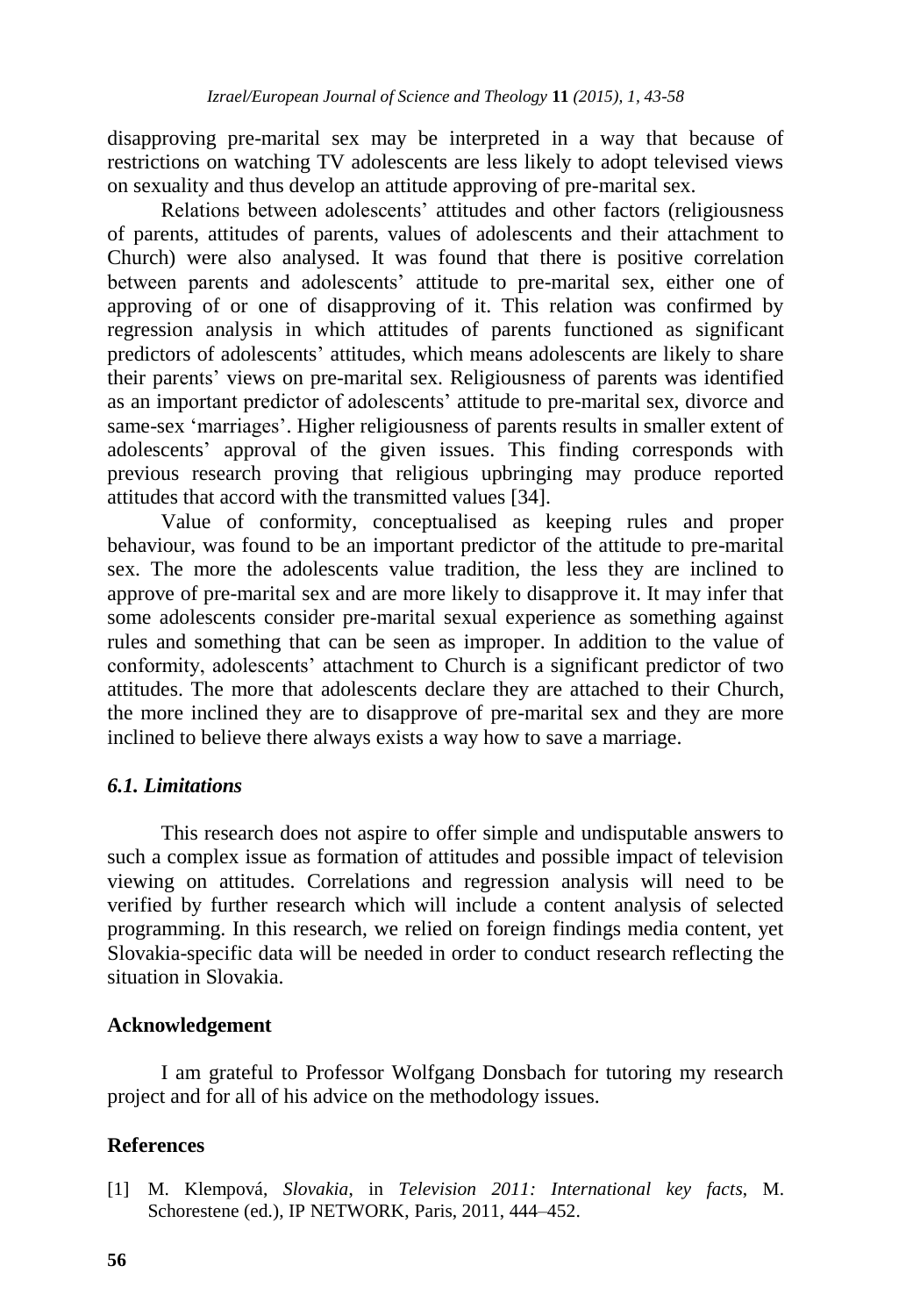disapproving pre-marital sex may be interpreted in a way that because of restrictions on watching TV adolescents are less likely to adopt televised views on sexuality and thus develop an attitude approving of pre-marital sex.

Relations between adolescents' attitudes and other factors (religiousness of parents, attitudes of parents, values of adolescents and their attachment to Church) were also analysed. It was found that there is positive correlation between parents and adolescents' attitude to pre-marital sex, either one of approving of or one of disapproving of it. This relation was confirmed by regression analysis in which attitudes of parents functioned as significant predictors of adolescents' attitudes, which means adolescents are likely to share their parents' views on pre-marital sex. Religiousness of parents was identified as an important predictor of adolescents' attitude to pre-marital sex, divorce and same-sex 'marriages'. Higher religiousness of parents results in smaller extent of adolescents' approval of the given issues. This finding corresponds with previous research proving that religious upbringing may produce reported attitudes that accord with the transmitted values [34].

Value of conformity, conceptualised as keeping rules and proper behaviour, was found to be an important predictor of the attitude to pre-marital sex. The more the adolescents value tradition, the less they are inclined to approve of pre-marital sex and are more likely to disapprove it. It may infer that some adolescents consider pre-marital sexual experience as something against rules and something that can be seen as improper. In addition to the value of conformity, adolescents' attachment to Church is a significant predictor of two attitudes. The more that adolescents declare they are attached to their Church, the more inclined they are to disapprove of pre-marital sex and they are more inclined to believe there always exists a way how to save a marriage.

### *6.1. Limitations*

This research does not aspire to offer simple and undisputable answers to such a complex issue as formation of attitudes and possible impact of television viewing on attitudes. Correlations and regression analysis will need to be verified by further research which will include a content analysis of selected programming. In this research, we relied on foreign findings media content, yet Slovakia-specific data will be needed in order to conduct research reflecting the situation in Slovakia.

## Acknowledgement

I am grateful to Professor Wolfgang Donsbach for tutoring my research project and for all of his advice on the methodology issues.

## References

[1] M. Klempová, *Slovakia*, in *Television 2011: International key facts*, M. Schorestene (ed.), IP NETWORK, Paris, 2011, 444–452.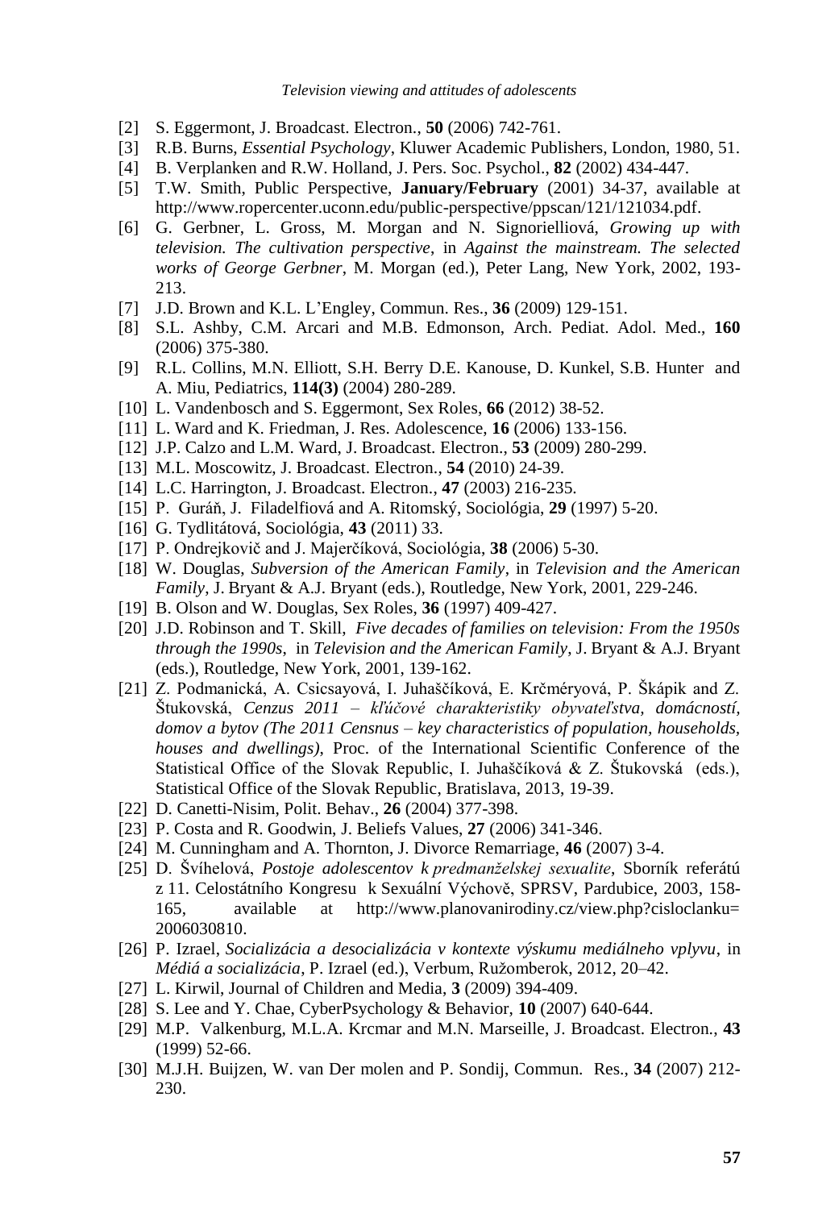[2] S. Eggermont, J. Broadcast. Electron., **50** (2006) 742-761.

[3] R.B. Burns, *Essential Psychology*, Kluwer Academic Publishers, London, 1980, 51.

[4] B. Verplanken and R.W. Holland, J. Pers. Soc. Psychol., **82** (2002) 434-447.

[5] T.W. Smith, Public Perspective, **January/February** (2001) 34-37, available at http://www.ropercenter.uconn.edu/public-perspective/ppscan/121/121034.pdf.

[6] G. Gerbner, L. Gross, M. Morgan and N. Signorielliová, *Growing up with television. The cultivation perspective*, in *Against the mainstream. The selected works of George Gerbner*, M. Morgan (ed.), Peter Lang, New York, 2002, 193-213.

[7] J.D. Brown and K.L. L'Engley, Commun. Res., **36** (2009) 129-151.

[8] S.L. Ashby, C.M. Arcari and M.B. Edmonson, Arch. Pediat. Adol. Med., **160** (2006) 375-380.

[9] R.L. Collins, M.N. Elliott, S.H. Berry D.E. Kanouse, D. Kunkel, S.B. Hunter and A. Miu, Pediatrics, **114(3)** (2004) 280-289.

[10] L. Vandenbosch and S. Eggermont, Sex Roles, **66** (2012) 38-52.

[11] L. Ward and K. Friedman, J. Res. Adolescence, **16** (2006) 133-156.

[12] J.P. Calzo and L.M. Ward, J. Broadcast. Electron., **53** (2009) 280-299.

[13] M.L. Moscowitz, J. Broadcast. Electron., **54** (2010) 24-39.

[14] L.C. Harrington, J. Broadcast. Electron., **47** (2003) 216-235.

[15] P. Guráň, J. Filadelfiová and A. Ritomský, Sociológia, **29** (1997) 5-20.

[16] G. Tydlitátová, Sociológia, **43** (2011) 33.

[17] P. Ondrejkovič and J. Majerčíková, Sociológia, **38** (2006) 5-30.

[18] W. Douglas, *Subversion of the American Family*, in *Television and the American Family*, J. Bryant & A.J. Bryant (eds.), Routledge, New York, 2001, 229-246.

[19] B. Olson and W. Douglas, Sex Roles, **36** (1997) 409-427.

[20] J.D. Robinson and T. Skill, *Five decades of families on television: From the 1950s through the 1990s*, in *Television and the American Family*, J. Bryant & A.J. Bryant (eds.), Routledge, New York, 2001, 139-162.

[21] Z. Podmanická, A. Csicsayová, I. Juhaščíková, E. Krčméryová, P. Škápik and Z. Štukovská, *Cenzus 2011 – kľúčové charakteristiky obyvateľstva, domácností, domov a bytov (The 2011 Censnus – key characteristics of population, households, houses and dwellings)*, Proc. of the International Scientific Conference of the Statistical Office of the Slovak Republic, I. Juhaščíková & Z. Štukovská (eds.), Statistical Office of the Slovak Republic, Bratislava, 2013, 19-39.

[22] D. Canetti-Nisim, Polit. Behav., **26** (2004) 377-398.

[23] P. Costa and R. Goodwin, J. Beliefs Values, **27** (2006) 341-346.

[24] M. Cunningham and A. Thornton, J. Divorce Remarriage, **46** (2007) 3-4.

[25] D. Švíhelová, *Postoje adolescentov k predmanželskej sexualite*, Sborník referátú z 11. Celostátního Kongresu k Sexuální Výchově, SPRSV, Pardubice, 2003, 158-165, available at http://www.planovanirodiny.cz/view.php?cisloclanku=2006030810.

[26] P. Izrael, *Socializácia a desocializácia v kontexte výskumu mediálneho vplyvu*, in *Médiá a socializácia*, P. Izrael (ed.), Verbum, Ružomberok, 2012, 20–42.

[27] L. Kirwil, Journal of Children and Media, **3** (2009) 394-409.

[28] S. Lee and Y. Chae, CyberPsychology & Behavior, **10** (2007) 640-644.

[29] M.P. Valkenburg, M.L.A. Krcmar and M.N. Marseille, J. Broadcast. Electron., **43** (1999) 52-66.

[30] M.J.H. Buijzen, W. van Der molen and P. Sondij, Commun. Res., **34** (2007) 212-230.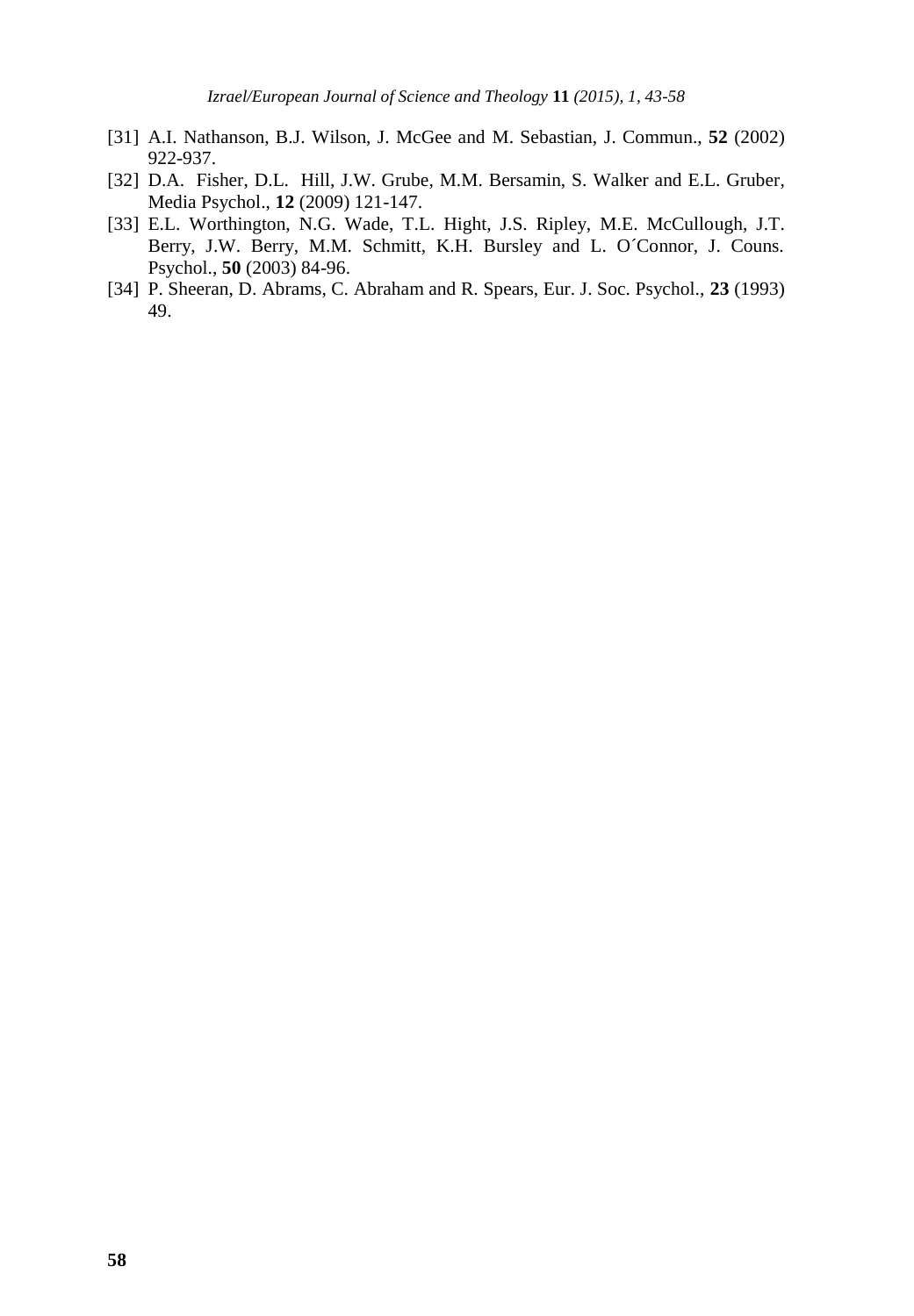[31] A.I. Nathanson, B.J. Wilson, J. McGee and M. Sebastian, J. Commun., **52** (2002) 922-937.

[32] D.A. Fisher, D.L. Hill, J.W. Grube, M.M. Bersamin, S. Walker and E.L. Gruber, Media Psychol., **12** (2009) 121-147.

[33] E.L. Worthington, N.G. Wade, T.L. Hight, J.S. Ripley, M.E. McCullough, J.T. Berry, J.W. Berry, M.M. Schmitt, K.H. Bursley and L. O´Connor, J. Couns. Psychol., **50** (2003) 84-96.

[34] P. Sheeran, D. Abrams, C. Abraham and R. Spears, Eur. J. Soc. Psychol., **23** (1993) 49.